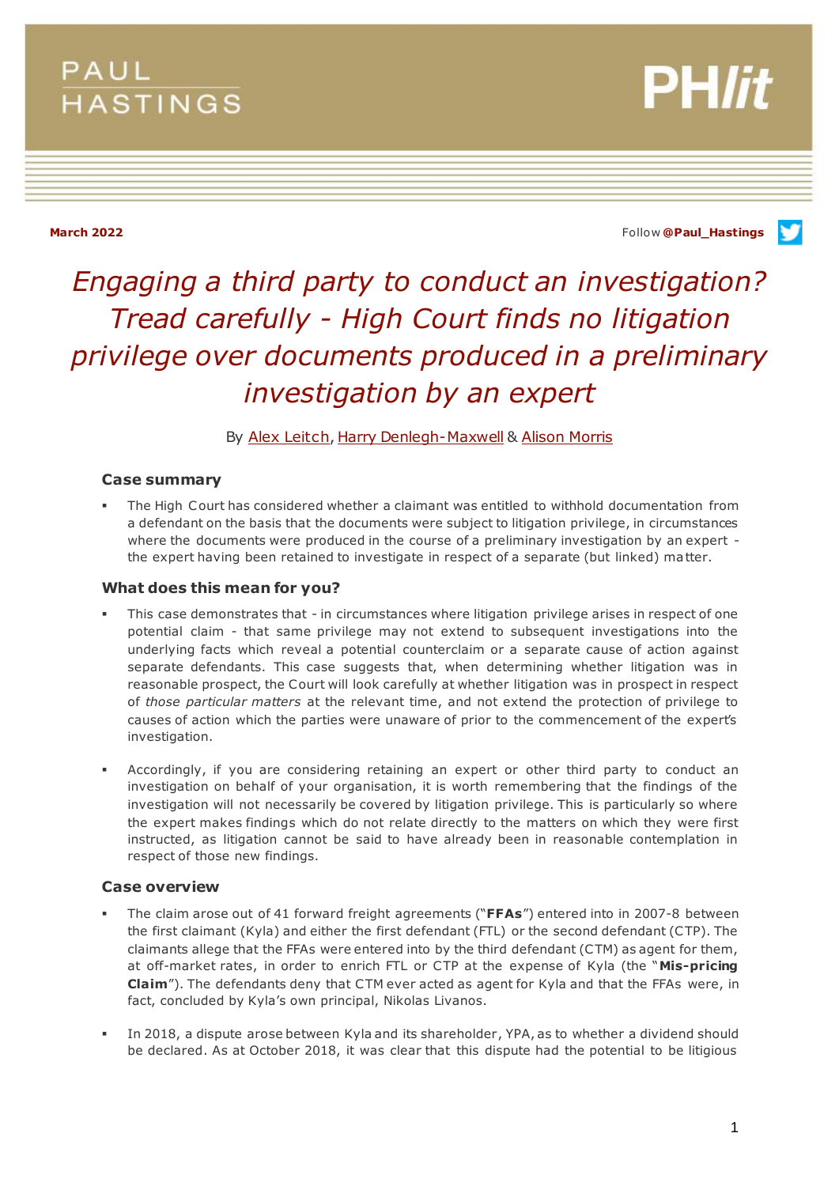PAUL HASTINGS

PH*lit*

**March 2022**

Follow **@Paul_Hastings**

# *Engaging a third party to conduct an investigation? Tread carefully - High Court finds no litigation privilege over documents produced in a preliminary investigation by an expert*

By Alex Leitch, Harry Denlegh-Maxwell & Alison Morris

### Case summary

- The High Court has considered whether a claimant was entitled to withhold documentation from a defendant on the basis that the documents were subject to litigation privilege, in circumstances where the documents were produced in the course of a preliminary investigation by an expert - the expert having been retained to investigate in respect of a separate (but linked) matter.

### What does this mean for you?

- This case demonstrates that - in circumstances where litigation privilege arises in respect of one potential claim - that same privilege may not extend to subsequent investigations into the underlying facts which reveal a potential counterclaim or a separate cause of action against separate defendants. This case suggests that, when determining whether litigation was in reasonable prospect, the Court will look carefully at whether litigation was in prospect in respect of *those particular matters* at the relevant time, and not extend the protection of privilege to causes of action which the parties were unaware of prior to the commencement of the expert's investigation.

- Accordingly, if you are considering retaining an expert or other third party to conduct an investigation on behalf of your organisation, it is worth remembering that the findings of the investigation will not necessarily be covered by litigation privilege. This is particularly so where the expert makes findings which do not relate directly to the matters on which they were first instructed, as litigation cannot be said to have already been in reasonable contemplation in respect of those new findings.

### Case overview

- The claim arose out of 41 forward freight agreements ("**FFAs**") entered into in 2007-8 between the first claimant (Kyla) and either the first defendant (FTL) or the second defendant (CTP). The claimants allege that the FFAs were entered into by the third defendant (CTM) as agent for them, at off-market rates, in order to enrich FTL or CTP at the expense of Kyla (the "**Mis-pricing Claim**"). The defendants deny that CTM ever acted as agent for Kyla and that the FFAs were, in fact, concluded by Kyla's own principal, Nikolas Livanos.

- In 2018, a dispute arose between Kyla and its shareholder, YPA, as to whether a dividend should be declared. As at October 2018, it was clear that this dispute had the potential to be litigious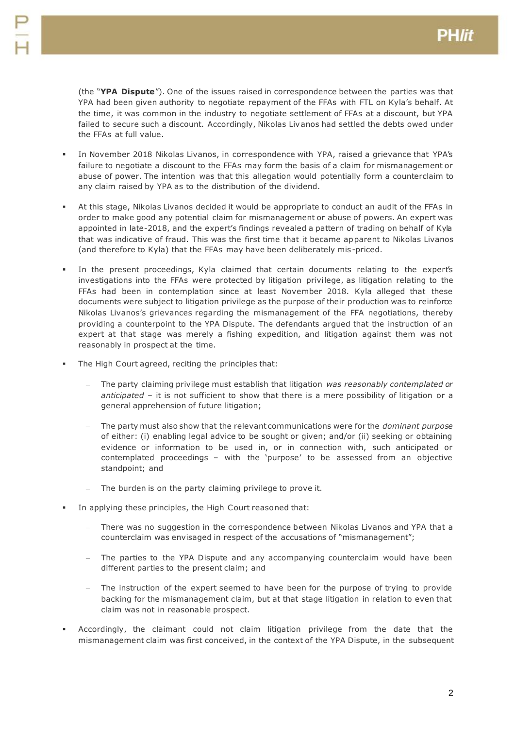(the "**YPA Dispute**"). One of the issues raised in correspondence between the parties was that YPA had been given authority to negotiate repayment of the FFAs with FTL on Kyla's behalf. At the time, it was common in the industry to negotiate settlement of FFAs at a discount, but YPA failed to secure such a discount. Accordingly, Nikolas Livanos had settled the debts owed under the FFAs at full value.

- In November 2018 Nikolas Livanos, in correspondence with YPA, raised a grievance that YPA's failure to negotiate a discount to the FFAs may form the basis of a claim for mismanagement or abuse of power. The intention was that this allegation would potentially form a counterclaim to any claim raised by YPA as to the distribution of the dividend.
- At this stage, Nikolas Livanos decided it would be appropriate to conduct an audit of the FFAs in order to make good any potential claim for mismanagement or abuse of powers. An expert was appointed in late-2018, and the expert's findings revealed a pattern of trading on behalf of Kyla that was indicative of fraud. This was the first time that it became apparent to Nikolas Livanos (and therefore to Kyla) that the FFAs may have been deliberately mis-priced.
- In the present proceedings, Kyla claimed that certain documents relating to the expert's investigations into the FFAs were protected by litigation privilege, as litigation relating to the FFAs had been in contemplation since at least November 2018. Kyla alleged that these documents were subject to litigation privilege as the purpose of their production was to reinforce Nikolas Livanos's grievances regarding the mismanagement of the FFA negotiations, thereby providing a counterpoint to the YPA Dispute. The defendants argued that the instruction of an expert at that stage was merely a fishing expedition, and litigation against them was not reasonably in prospect at the time.
- The High Court agreed, reciting the principles that:
  - The party claiming privilege must establish that litigation *was reasonably contemplated or anticipated* – it is not sufficient to show that there is a mere possibility of litigation or a general apprehension of future litigation;
  - The party must also show that the relevant communications were for the *dominant purpose* of either: (i) enabling legal advice to be sought or given; and/or (ii) seeking or obtaining evidence or information to be used in, or in connection with, such anticipated or contemplated proceedings – with the 'purpose' to be assessed from an objective standpoint; and
  - The burden is on the party claiming privilege to prove it.
- In applying these principles, the High Court reasoned that:
  - There was no suggestion in the correspondence between Nikolas Livanos and YPA that a counterclaim was envisaged in respect of the accusations of "mismanagement";
  - The parties to the YPA Dispute and any accompanying counterclaim would have been different parties to the present claim; and
  - The instruction of the expert seemed to have been for the purpose of trying to provide backing for the mismanagement claim, but at that stage litigation in relation to even that claim was not in reasonable prospect.
- Accordingly, the claimant could not claim litigation privilege from the date that the mismanagement claim was first conceived, in the context of the YPA Dispute, in the subsequent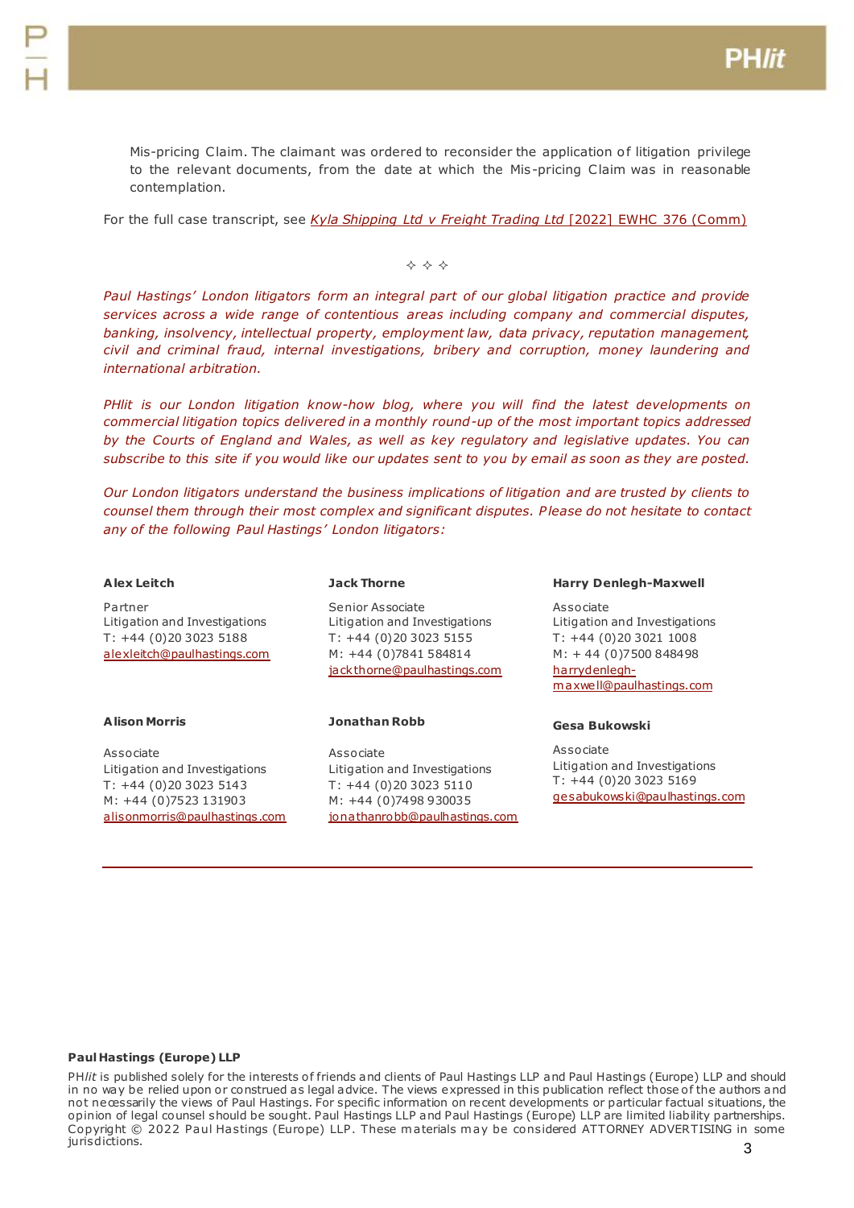Mis-pricing Claim. The claimant was ordered to reconsider the application of litigation privilege to the relevant documents, from the date at which the Mis-pricing Claim was in reasonable contemplation.

For the full case transcript, see *Kyla Shipping Ltd v Freight Trading Ltd* [2022] EWHC 376 (Comm)

✧ ✧ ✧

*Paul Hastings' London litigators form an integral part of our global litigation practice and provide services across a wide range of contentious areas including company and commercial disputes, banking, insolvency, intellectual property, employment law, data privacy, reputation management, civil and criminal fraud, internal investigations, bribery and corruption, money laundering and international arbitration.*

*PHlit is our London litigation know-how blog, where you will find the latest developments on commercial litigation topics delivered in a monthly round-up of the most important topics addressed by the Courts of England and Wales, as well as key regulatory and legislative updates. You can subscribe to this site if you would like our updates sent to you by email as soon as they are posted.*

*Our London litigators understand the business implications of litigation and are trusted by clients to counsel them through their most complex and significant disputes. Please do not hesitate to contact any of the following Paul Hastings' London litigators:*

**Alex Leitch**

Partner
Litigation and Investigations
T: +44 (0)20 3023 5188
alexleitch@paulhastings.com

**Jack Thorne**

Senior Associate
Litigation and Investigations
T: +44 (0)20 3023 5155
M: +44 (0)7841 584814
jackthorne@paulhastings.com

**Harry Denlegh-Maxwell**

Associate
Litigation and Investigations
T: +44 (0)20 3021 1008
M: + 44 (0)7500 848498
harrydenlegh-maxwell@paulhastings.com

**Alison Morris**

Associate
Litigation and Investigations
T: +44 (0)20 3023 5143
M: +44 (0)7523 131903
alisonmorris@paulhastings.com

**Jonathan Robb**

Associate
Litigation and Investigations
T: +44 (0)20 3023 5110
M: +44 (0)7498 930035
jonathanrobb@paulhastings.com

**Gesa Bukowski**

Associate
Litigation and Investigations
T: +44 (0)20 3023 5169
gesabukowski@paulhastings.com

---

**Paul Hastings (Europe) LLP**

PH*lit* is published solely for the interests of friends and clients of Paul Hastings LLP and Paul Hastings (Europe) LLP and should in no way be relied upon or construed as legal advice. The views expressed in this publication reflect those of the authors and not necessarily the views of Paul Hastings. For specific information on recent developments or particular factual situations, the opinion of legal counsel should be sought. Paul Hastings LLP and Paul Hastings (Europe) LLP are limited liability partnerships. Copyright © 2022 Paul Hastings (Europe) LLP. These materials may be considered ATTORNEY ADVERTISING in some jurisdictions.